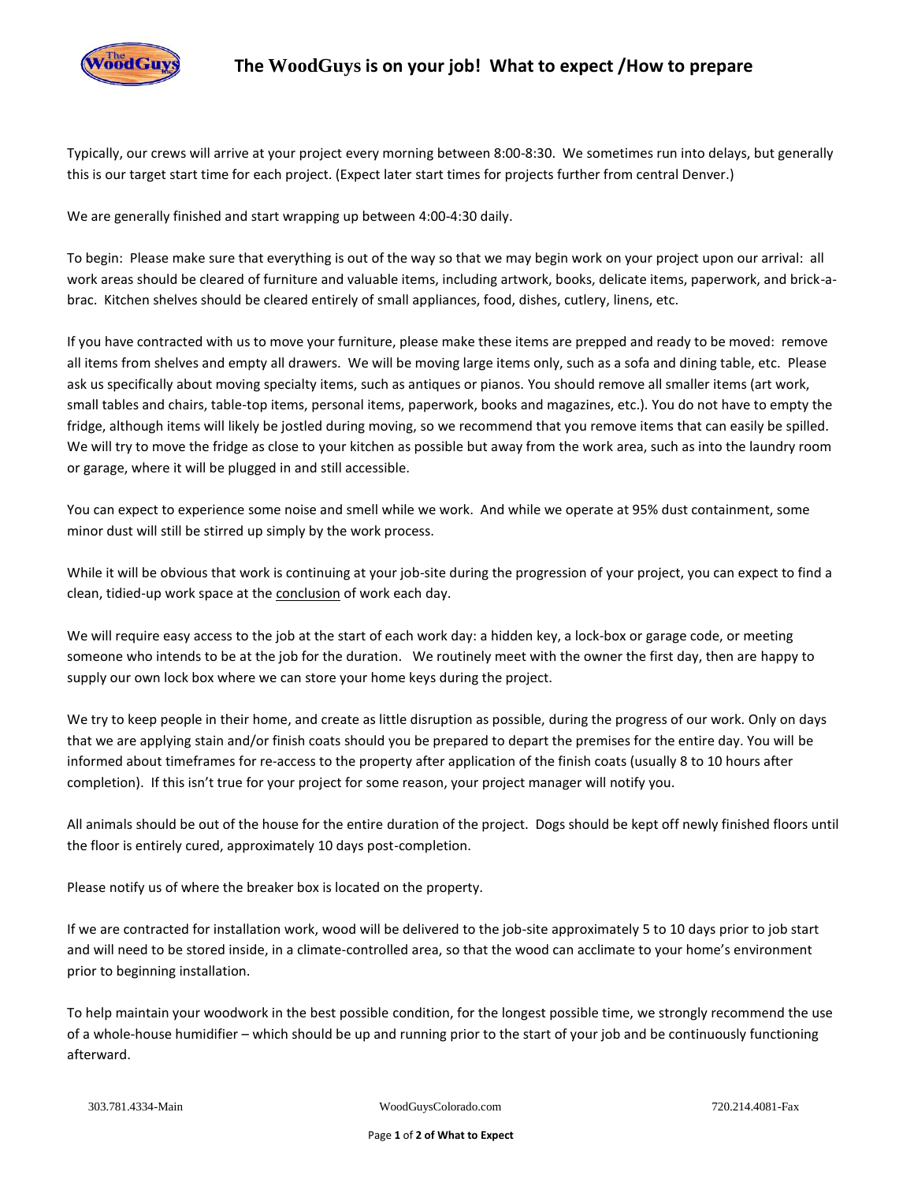# The WoodGuys is on your job! What to expect /How to prepare

Typically, our crews will arrive at your project every morning between 8:00-8:30. We sometimes run into delays, but generally this is our target start time for each project. (Expect later start times for projects further from central Denver.)

We are generally finished and start wrapping up between 4:00-4:30 daily.

To begin: Please make sure that everything is out of the way so that we may begin work on your project upon our arrival: all work areas should be cleared of furniture and valuable items, including artwork, books, delicate items, paperwork, and brick-a-brac. Kitchen shelves should be cleared entirely of small appliances, food, dishes, cutlery, linens, etc.

If you have contracted with us to move your furniture, please make these items are prepped and ready to be moved: remove all items from shelves and empty all drawers. We will be moving large items only, such as a sofa and dining table, etc. Please ask us specifically about moving specialty items, such as antiques or pianos. You should remove all smaller items (art work, small tables and chairs, table-top items, personal items, paperwork, books and magazines, etc.). You do not have to empty the fridge, although items will likely be jostled during moving, so we recommend that you remove items that can easily be spilled. We will try to move the fridge as close to your kitchen as possible but away from the work area, such as into the laundry room or garage, where it will be plugged in and still accessible.

You can expect to experience some noise and smell while we work. And while we operate at 95% dust containment, some minor dust will still be stirred up simply by the work process.

While it will be obvious that work is continuing at your job-site during the progression of your project, you can expect to find a clean, tidied-up work space at the <u>conclusion</u> of work each day.

We will require easy access to the job at the start of each work day: a hidden key, a lock-box or garage code, or meeting someone who intends to be at the job for the duration. We routinely meet with the owner the first day, then are happy to supply our own lock box where we can store your home keys during the project.

We try to keep people in their home, and create as little disruption as possible, during the progress of our work. Only on days that we are applying stain and/or finish coats should you be prepared to depart the premises for the entire day. You will be informed about timeframes for re-access to the property after application of the finish coats (usually 8 to 10 hours after completion). If this isn't true for your project for some reason, your project manager will notify you.

All animals should be out of the house for the entire duration of the project. Dogs should be kept off newly finished floors until the floor is entirely cured, approximately 10 days post-completion.

Please notify us of where the breaker box is located on the property.

If we are contracted for installation work, wood will be delivered to the job-site approximately 5 to 10 days prior to job start and will need to be stored inside, in a climate-controlled area, so that the wood can acclimate to your home's environment prior to beginning installation.

To help maintain your woodwork in the best possible condition, for the longest possible time, we strongly recommend the use of a whole-house humidifier – which should be up and running prior to the start of your job and be continuously functioning afterward.

303.781.4334-Main WoodGuysColorado.com 720.214.4081-Fax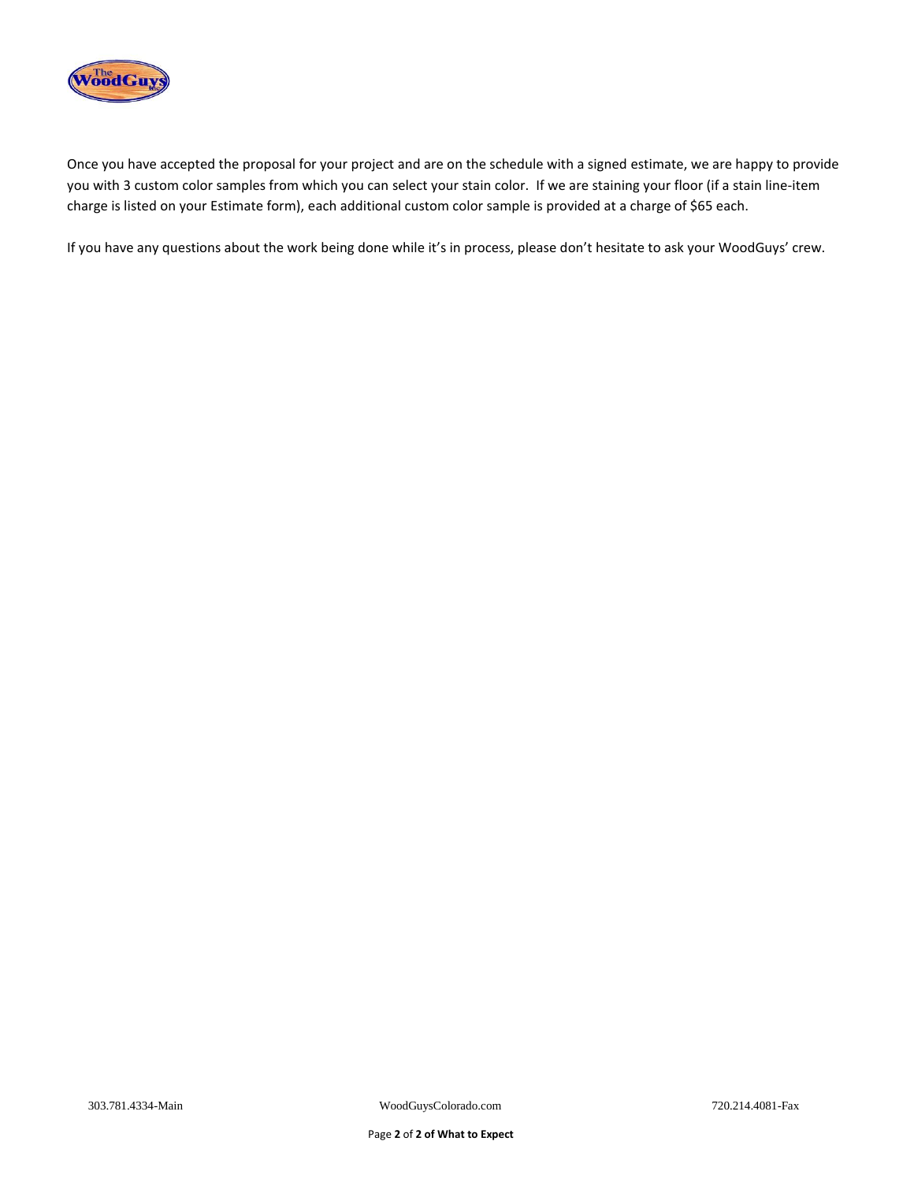Once you have accepted the proposal for your project and are on the schedule with a signed estimate, we are happy to provide you with 3 custom color samples from which you can select your stain color. If we are staining your floor (if a stain line-item charge is listed on your Estimate form), each additional custom color sample is provided at a charge of $65 each.

If you have any questions about the work being done while it's in process, please don't hesitate to ask your WoodGuys' crew.

303.781.4334-Main WoodGuysColorado.com 720.214.4081-Fax